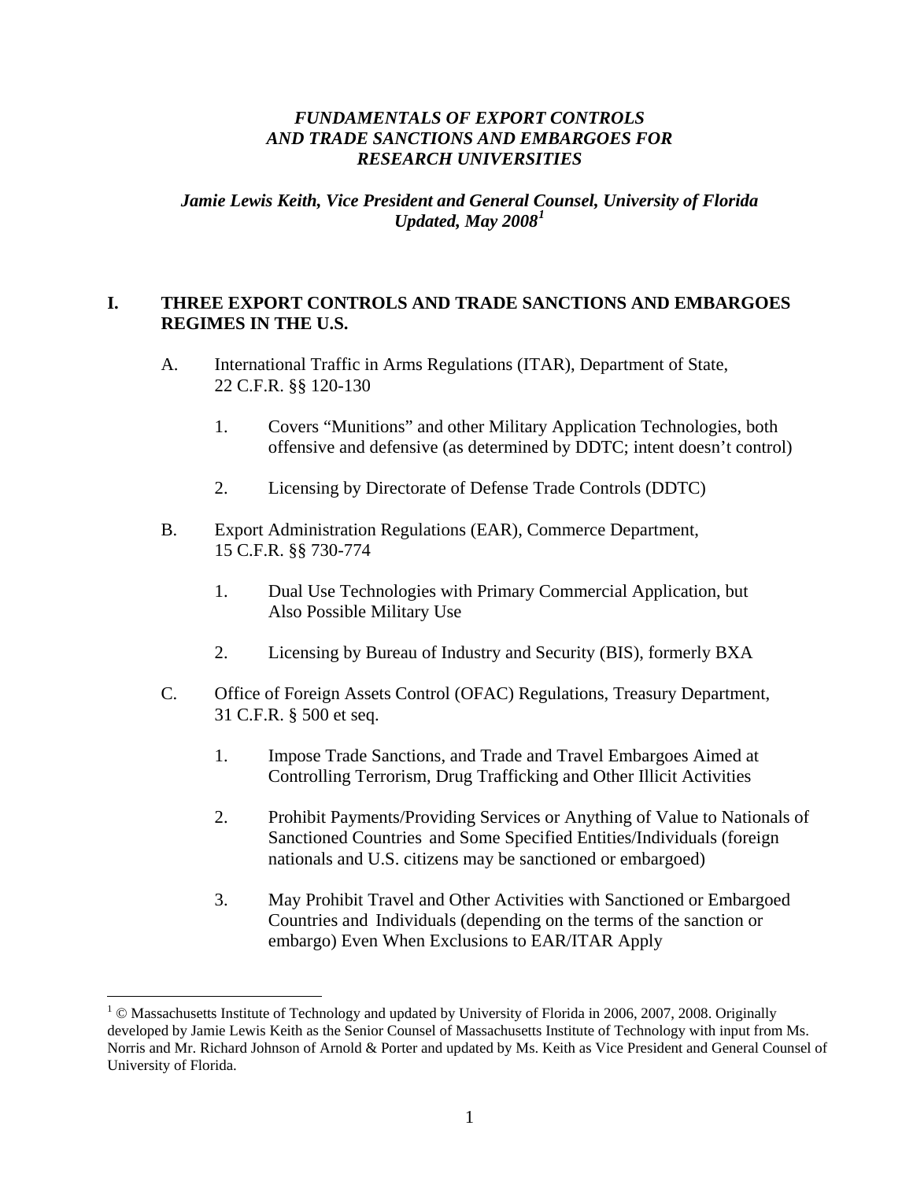# *FUNDAMENTALS OF EXPORT CONTROLS AND TRADE SANCTIONS AND EMBARGOES FOR RESEARCH UNIVERSITIES*

***Jamie Lewis Keith, Vice President and General Counsel, University of Florida Updated, May 2008[1]***

## I. THREE EXPORT CONTROLS AND TRADE SANCTIONS AND EMBARGOES REGIMES IN THE U.S.

A. International Traffic in Arms Regulations (ITAR), Department of State, 22 C.F.R. §§ 120-130

1. Covers "Munitions" and other Military Application Technologies, both offensive and defensive (as determined by DDTC; intent doesn't control)

2. Licensing by Directorate of Defense Trade Controls (DDTC)

B. Export Administration Regulations (EAR), Commerce Department, 15 C.F.R. §§ 730-774

1. Dual Use Technologies with Primary Commercial Application, but Also Possible Military Use

2. Licensing by Bureau of Industry and Security (BIS), formerly BXA

C. Office of Foreign Assets Control (OFAC) Regulations, Treasury Department, 31 C.F.R. § 500 et seq.

1. Impose Trade Sanctions, and Trade and Travel Embargoes Aimed at Controlling Terrorism, Drug Trafficking and Other Illicit Activities

2. Prohibit Payments/Providing Services or Anything of Value to Nationals of Sanctioned Countries and Some Specified Entities/Individuals (foreign nationals and U.S. citizens may be sanctioned or embargoed)

3. May Prohibit Travel and Other Activities with Sanctioned or Embargoed Countries and Individuals (depending on the terms of the sanction or embargo) Even When Exclusions to EAR/ITAR Apply

---

[1] © Massachusetts Institute of Technology and updated by University of Florida in 2006, 2007, 2008. Originally developed by Jamie Lewis Keith as the Senior Counsel of Massachusetts Institute of Technology with input from Ms. Norris and Mr. Richard Johnson of Arnold & Porter and updated by Ms. Keith as Vice President and General Counsel of University of Florida.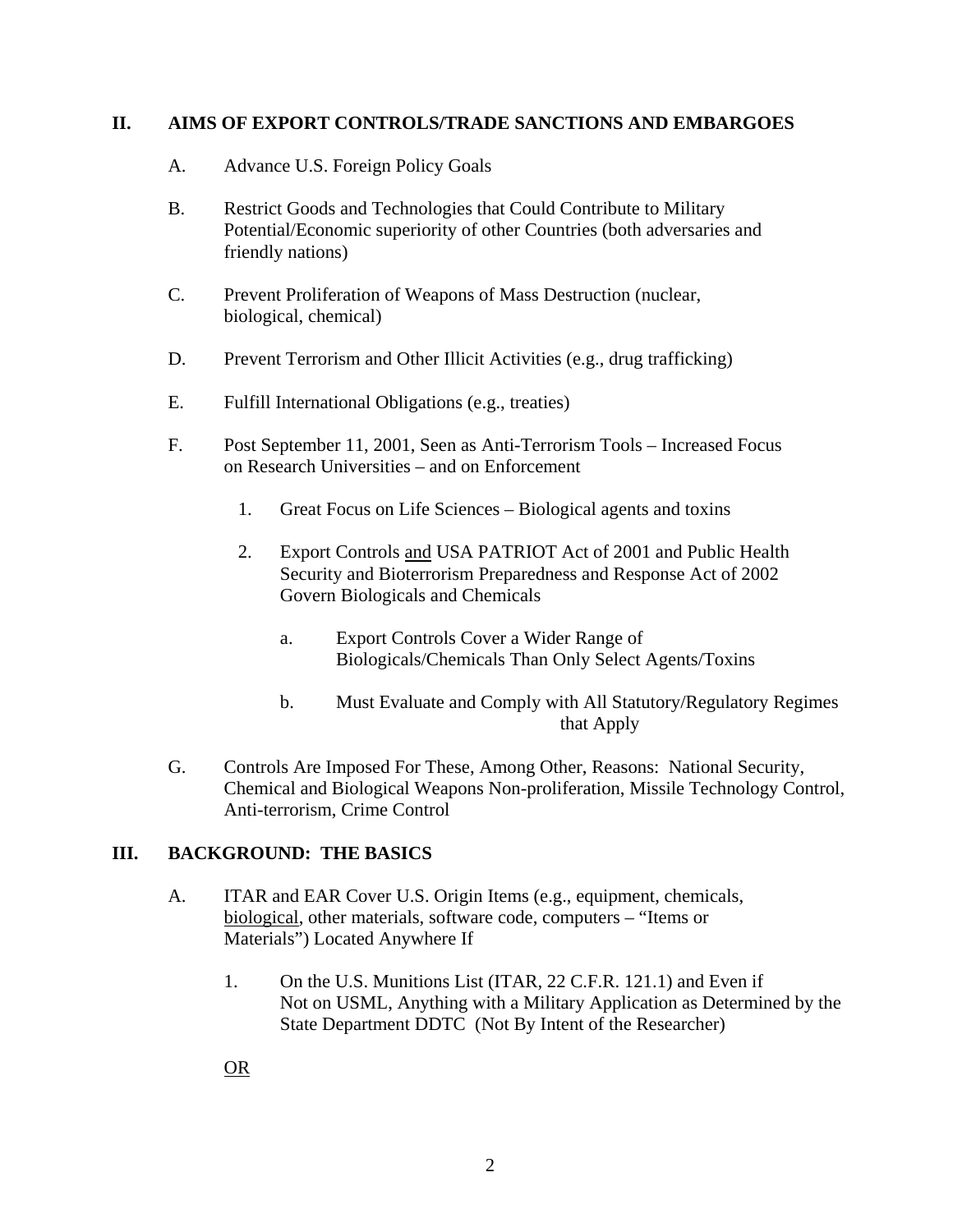## II. AIMS OF EXPORT CONTROLS/TRADE SANCTIONS AND EMBARGOES

A. Advance U.S. Foreign Policy Goals

B. Restrict Goods and Technologies that Could Contribute to Military Potential/Economic superiority of other Countries (both adversaries and friendly nations)

C. Prevent Proliferation of Weapons of Mass Destruction (nuclear, biological, chemical)

D. Prevent Terrorism and Other Illicit Activities (e.g., drug trafficking)

E. Fulfill International Obligations (e.g., treaties)

F. Post September 11, 2001, Seen as Anti-Terrorism Tools – Increased Focus on Research Universities – and on Enforcement

1. Great Focus on Life Sciences – Biological agents and toxins

2. Export Controls <u>and</u> USA PATRIOT Act of 2001 and Public Health Security and Bioterrorism Preparedness and Response Act of 2002 Govern Biologicals and Chemicals

a. Export Controls Cover a Wider Range of Biologicals/Chemicals Than Only Select Agents/Toxins

b. Must Evaluate and Comply with All Statutory/Regulatory Regimes that Apply

G. Controls Are Imposed For These, Among Other, Reasons: National Security, Chemical and Biological Weapons Non-proliferation, Missile Technology Control, Anti-terrorism, Crime Control

## III. BACKGROUND: THE BASICS

A. ITAR and EAR Cover U.S. Origin Items (e.g., equipment, chemicals, <u>biological</u>, other materials, software code, computers – "Items or Materials") Located Anywhere If

1. On the U.S. Munitions List (ITAR, 22 C.F.R. 121.1) and Even if Not on USML, Anything with a Military Application as Determined by the State Department DDTC (Not By Intent of the Researcher)

<u>OR</u>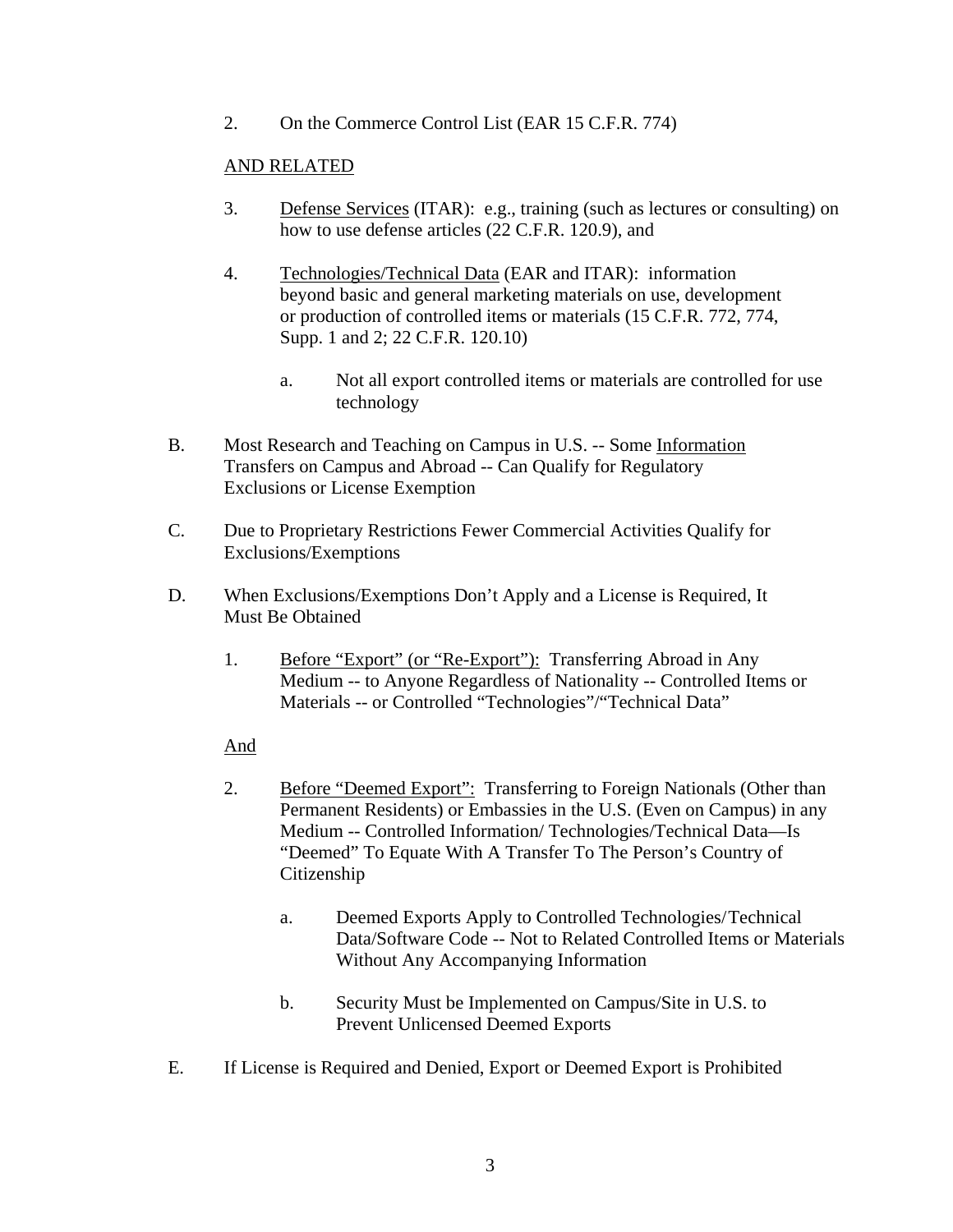2. On the Commerce Control List (EAR 15 C.F.R. 774)

<u>AND RELATED</u>

3. <u>Defense Services</u> (ITAR): e.g., training (such as lectures or consulting) on how to use defense articles (22 C.F.R. 120.9), and

4. <u>Technologies/Technical Data</u> (EAR and ITAR): information beyond basic and general marketing materials on use, development or production of controlled items or materials (15 C.F.R. 772, 774, Supp. 1 and 2; 22 C.F.R. 120.10)

   a. Not all export controlled items or materials are controlled for use technology

B. Most Research and Teaching on Campus in U.S. -- Some <u>Information</u> Transfers on Campus and Abroad -- Can Qualify for Regulatory Exclusions or License Exemption

C. Due to Proprietary Restrictions Fewer Commercial Activities Qualify for Exclusions/Exemptions

D. When Exclusions/Exemptions Don't Apply and a License is Required, It Must Be Obtained

1. <u>Before "Export" (or "Re-Export"):</u> Transferring Abroad in Any Medium -- to Anyone Regardless of Nationality -- Controlled Items or Materials -- or Controlled "Technologies"/"Technical Data"

<u>And</u>

2. <u>Before "Deemed Export":</u> Transferring to Foreign Nationals (Other than Permanent Residents) or Embassies in the U.S. (Even on Campus) in any Medium -- Controlled Information/ Technologies/Technical Data—Is "Deemed" To Equate With A Transfer To The Person's Country of Citizenship

   a. Deemed Exports Apply to Controlled Technologies/Technical Data/Software Code -- Not to Related Controlled Items or Materials Without Any Accompanying Information

   b. Security Must be Implemented on Campus/Site in U.S. to Prevent Unlicensed Deemed Exports

E. If License is Required and Denied, Export or Deemed Export is Prohibited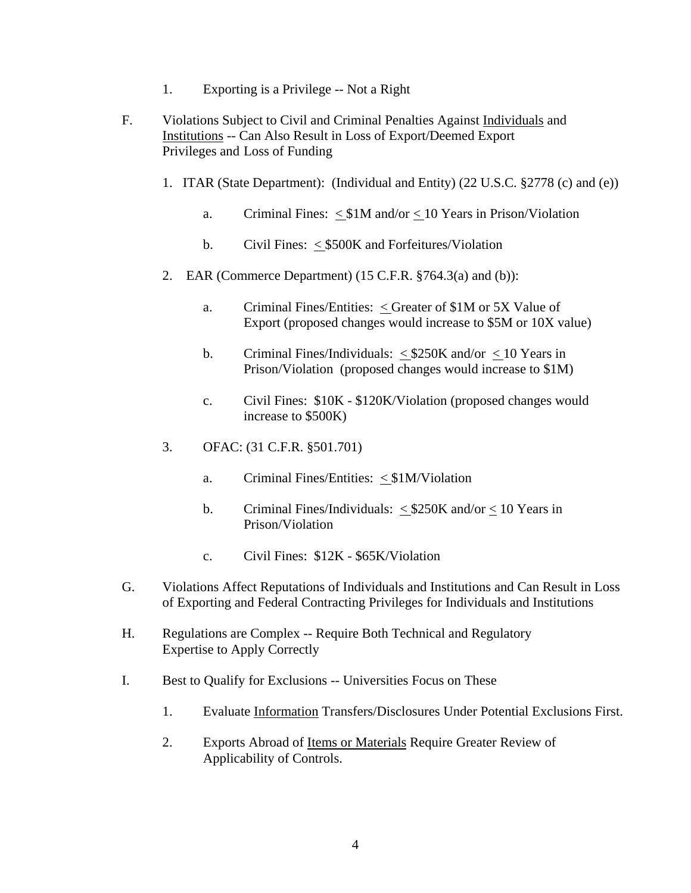1. Exporting is a Privilege -- Not a Right

F. Violations Subject to Civil and Criminal Penalties Against Individuals and Institutions -- Can Also Result in Loss of Export/Deemed Export Privileges and Loss of Funding

   1. ITAR (State Department): (Individual and Entity) (22 U.S.C. §2778 (c) and (e))

      a. Criminal Fines: ≤ $1M and/or ≤ 10 Years in Prison/Violation

      b. Civil Fines: ≤ $500K and Forfeitures/Violation

   2. EAR (Commerce Department) (15 C.F.R. §764.3(a) and (b)):

      a. Criminal Fines/Entities: ≤ Greater of $1M or 5X Value of Export (proposed changes would increase to $5M or 10X value)

      b. Criminal Fines/Individuals: ≤ $250K and/or ≤ 10 Years in Prison/Violation (proposed changes would increase to $1M)

      c. Civil Fines: $10K - $120K/Violation (proposed changes would increase to $500K)

   3. OFAC: (31 C.F.R. §501.701)

      a. Criminal Fines/Entities: ≤ $1M/Violation

      b. Criminal Fines/Individuals: ≤ $250K and/or ≤ 10 Years in Prison/Violation

      c. Civil Fines: $12K - $65K/Violation

G. Violations Affect Reputations of Individuals and Institutions and Can Result in Loss of Exporting and Federal Contracting Privileges for Individuals and Institutions

H. Regulations are Complex -- Require Both Technical and Regulatory Expertise to Apply Correctly

I. Best to Qualify for Exclusions -- Universities Focus on These

   1. Evaluate Information Transfers/Disclosures Under Potential Exclusions First.

   2. Exports Abroad of Items or Materials Require Greater Review of Applicability of Controls.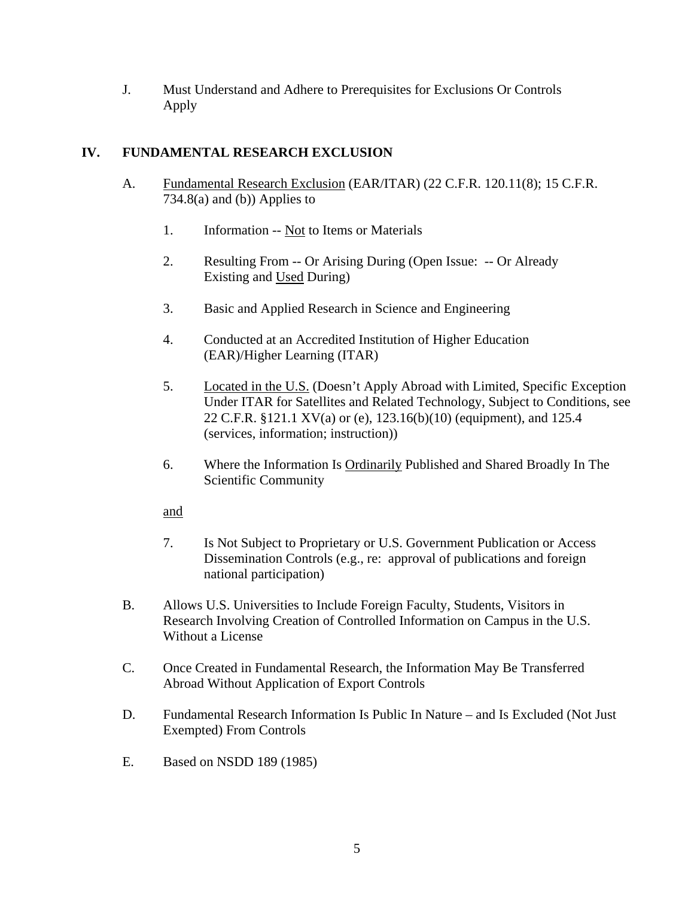J. Must Understand and Adhere to Prerequisites for Exclusions Or Controls Apply

## IV. FUNDAMENTAL RESEARCH EXCLUSION

A. <u>Fundamental Research Exclusion</u> (EAR/ITAR) (22 C.F.R. 120.11(8); 15 C.F.R. 734.8(a) and (b)) Applies to

1. Information -- <u>Not</u> to Items or Materials

2. Resulting From -- Or Arising During (Open Issue: -- Or Already Existing and <u>Used</u> During)

3. Basic and Applied Research in Science and Engineering

4. Conducted at an Accredited Institution of Higher Education (EAR)/Higher Learning (ITAR)

5. <u>Located in the U.S.</u> (Doesn't Apply Abroad with Limited, Specific Exception Under ITAR for Satellites and Related Technology, Subject to Conditions, see 22 C.F.R. §121.1 XV(a) or (e), 123.16(b)(10) (equipment), and 125.4 (services, information; instruction))

6. Where the Information Is <u>Ordinarily</u> Published and Shared Broadly In The Scientific Community

<u>and</u>

7. Is Not Subject to Proprietary or U.S. Government Publication or Access Dissemination Controls (e.g., re: approval of publications and foreign national participation)

B. Allows U.S. Universities to Include Foreign Faculty, Students, Visitors in Research Involving Creation of Controlled Information on Campus in the U.S. Without a License

C. Once Created in Fundamental Research, the Information May Be Transferred Abroad Without Application of Export Controls

D. Fundamental Research Information Is Public In Nature – and Is Excluded (Not Just Exempted) From Controls

E. Based on NSDD 189 (1985)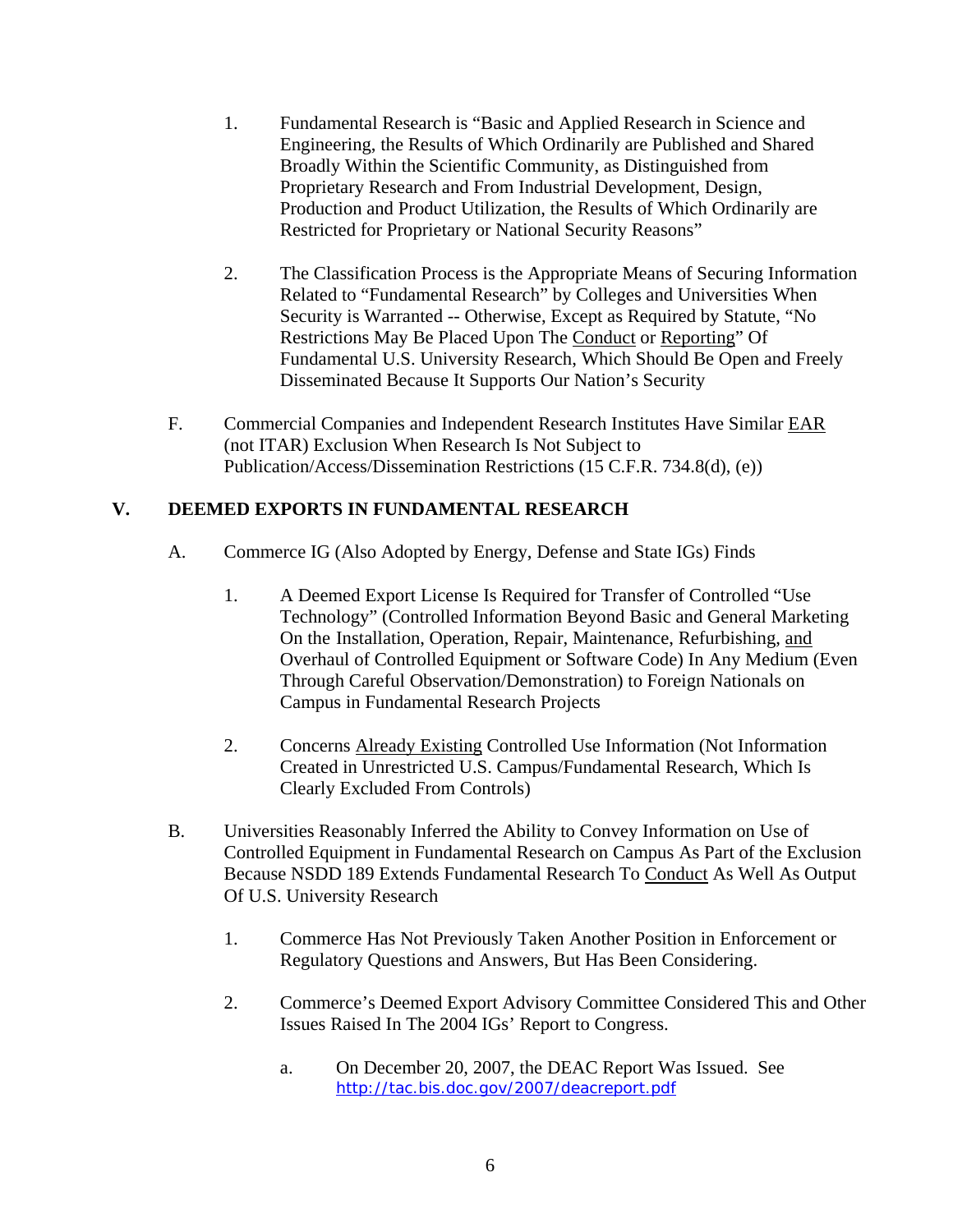1. Fundamental Research is "Basic and Applied Research in Science and Engineering, the Results of Which Ordinarily are Published and Shared Broadly Within the Scientific Community, as Distinguished from Proprietary Research and From Industrial Development, Design, Production and Product Utilization, the Results of Which Ordinarily are Restricted for Proprietary or National Security Reasons"

2. The Classification Process is the Appropriate Means of Securing Information Related to "Fundamental Research" by Colleges and Universities When Security is Warranted -- Otherwise, Except as Required by Statute, "No Restrictions May Be Placed Upon The <u>Conduct</u> or <u>Reporting</u>" Of Fundamental U.S. University Research, Which Should Be Open and Freely Disseminated Because It Supports Our Nation's Security

F. Commercial Companies and Independent Research Institutes Have Similar <u>EAR</u> (not ITAR) Exclusion When Research Is Not Subject to Publication/Access/Dissemination Restrictions (15 C.F.R. 734.8(d), (e))

## V. DEEMED EXPORTS IN FUNDAMENTAL RESEARCH

A. Commerce IG (Also Adopted by Energy, Defense and State IGs) Finds

1. A Deemed Export License Is Required for Transfer of Controlled "Use Technology" (Controlled Information Beyond Basic and General Marketing On the Installation, Operation, Repair, Maintenance, Refurbishing, <u>and</u> Overhaul of Controlled Equipment or Software Code) In Any Medium (Even Through Careful Observation/Demonstration) to Foreign Nationals on Campus in Fundamental Research Projects

2. Concerns <u>Already Existing</u> Controlled Use Information (Not Information Created in Unrestricted U.S. Campus/Fundamental Research, Which Is Clearly Excluded From Controls)

B. Universities Reasonably Inferred the Ability to Convey Information on Use of Controlled Equipment in Fundamental Research on Campus As Part of the Exclusion Because NSDD 189 Extends Fundamental Research To <u>Conduct</u> As Well As Output Of U.S. University Research

1. Commerce Has Not Previously Taken Another Position in Enforcement or Regulatory Questions and Answers, But Has Been Considering.

2. Commerce's Deemed Export Advisory Committee Considered This and Other Issues Raised In The 2004 IGs' Report to Congress.

   a. On December 20, 2007, the DEAC Report Was Issued. See http://tac.bis.doc.gov/2007/deacreport.pdf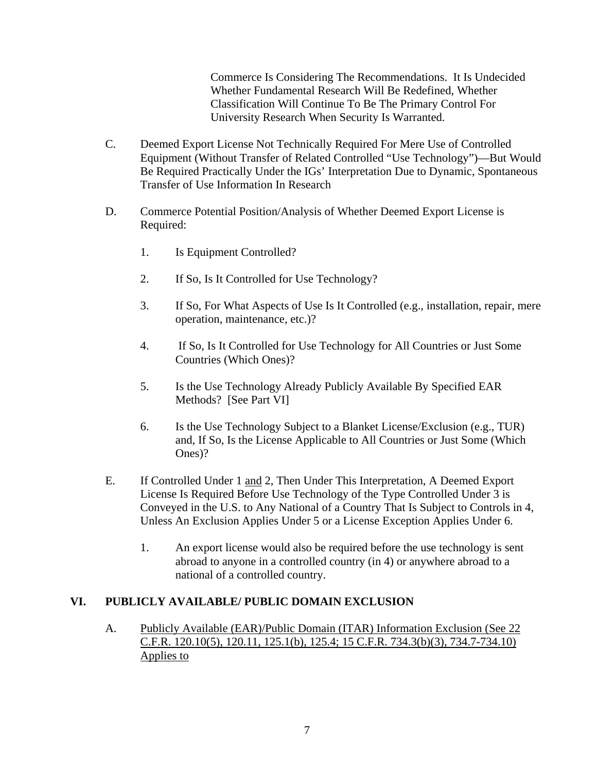Commerce Is Considering The Recommendations. It Is Undecided Whether Fundamental Research Will Be Redefined, Whether Classification Will Continue To Be The Primary Control For University Research When Security Is Warranted.

C. Deemed Export License Not Technically Required For Mere Use of Controlled Equipment (Without Transfer of Related Controlled "Use Technology")—But Would Be Required Practically Under the IGs' Interpretation Due to Dynamic, Spontaneous Transfer of Use Information In Research

D. Commerce Potential Position/Analysis of Whether Deemed Export License is Required:

1. Is Equipment Controlled?

2. If So, Is It Controlled for Use Technology?

3. If So, For What Aspects of Use Is It Controlled (e.g., installation, repair, mere operation, maintenance, etc.)?

4. If So, Is It Controlled for Use Technology for All Countries or Just Some Countries (Which Ones)?

5. Is the Use Technology Already Publicly Available By Specified EAR Methods? [See Part VI]

6. Is the Use Technology Subject to a Blanket License/Exclusion (e.g., TUR) and, If So, Is the License Applicable to All Countries or Just Some (Which Ones)?

E. If Controlled Under 1 <u>and</u> 2, Then Under This Interpretation, A Deemed Export License Is Required Before Use Technology of the Type Controlled Under 3 is Conveyed in the U.S. to Any National of a Country That Is Subject to Controls in 4, Unless An Exclusion Applies Under 5 or a License Exception Applies Under 6.

1. An export license would also be required before the use technology is sent abroad to anyone in a controlled country (in 4) or anywhere abroad to a national of a controlled country.

## VI. PUBLICLY AVAILABLE/ PUBLIC DOMAIN EXCLUSION

A. <u>Publicly Available (EAR)/Public Domain (ITAR) Information Exclusion (See 22 C.F.R. 120.10(5), 120.11, 125.1(b), 125.4; 15 C.F.R. 734.3(b)(3), 734.7-734.10) Applies to</u>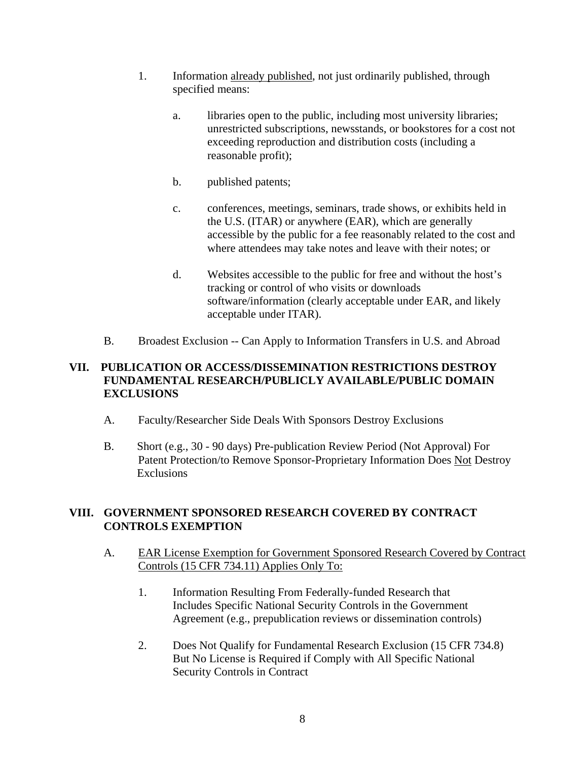1. Information <u>already published</u>, not just ordinarily published, through specified means:

    a. libraries open to the public, including most university libraries; unrestricted subscriptions, newsstands, or bookstores for a cost not exceeding reproduction and distribution costs (including a reasonable profit);

    b. published patents;

    c. conferences, meetings, seminars, trade shows, or exhibits held in the U.S. (ITAR) or anywhere (EAR), which are generally accessible by the public for a fee reasonably related to the cost and where attendees may take notes and leave with their notes; or

    d. Websites accessible to the public for free and without the host's tracking or control of who visits or downloads software/information (clearly acceptable under EAR, and likely acceptable under ITAR).

B. Broadest Exclusion -- Can Apply to Information Transfers in U.S. and Abroad

## VII. PUBLICATION OR ACCESS/DISSEMINATION RESTRICTIONS DESTROY FUNDAMENTAL RESEARCH/PUBLICLY AVAILABLE/PUBLIC DOMAIN EXCLUSIONS

A. Faculty/Researcher Side Deals With Sponsors Destroy Exclusions

B. Short (e.g., 30 - 90 days) Pre-publication Review Period (Not Approval) For Patent Protection/to Remove Sponsor-Proprietary Information Does <u>Not</u> Destroy Exclusions

## VIII. GOVERNMENT SPONSORED RESEARCH COVERED BY CONTRACT CONTROLS EXEMPTION

A. <u>EAR License Exemption for Government Sponsored Research Covered by Contract Controls (15 CFR 734.11) Applies Only To:</u>

1. Information Resulting From Federally-funded Research that Includes Specific National Security Controls in the Government Agreement (e.g., prepublication reviews or dissemination controls)

2. Does Not Qualify for Fundamental Research Exclusion (15 CFR 734.8) But No License is Required if Comply with All Specific National Security Controls in Contract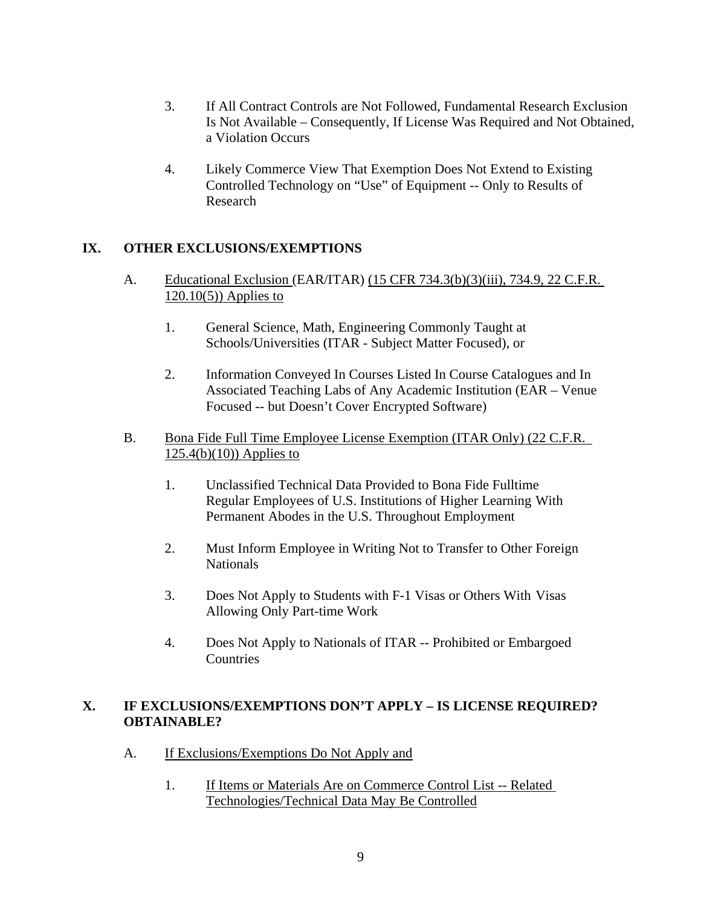3. If All Contract Controls are Not Followed, Fundamental Research Exclusion Is Not Available – Consequently, If License Was Required and Not Obtained, a Violation Occurs

4. Likely Commerce View That Exemption Does Not Extend to Existing Controlled Technology on "Use" of Equipment -- Only to Results of Research

## IX. OTHER EXCLUSIONS/EXEMPTIONS

A. Educational Exclusion (EAR/ITAR) (15 CFR 734.3(b)(3)(iii), 734.9, 22 C.F.R. 120.10(5)) Applies to

1. General Science, Math, Engineering Commonly Taught at Schools/Universities (ITAR - Subject Matter Focused), or

2. Information Conveyed In Courses Listed In Course Catalogues and In Associated Teaching Labs of Any Academic Institution (EAR – Venue Focused -- but Doesn't Cover Encrypted Software)

B. Bona Fide Full Time Employee License Exemption (ITAR Only) (22 C.F.R. 125.4(b)(10)) Applies to

1. Unclassified Technical Data Provided to Bona Fide Fulltime Regular Employees of U.S. Institutions of Higher Learning With Permanent Abodes in the U.S. Throughout Employment

2. Must Inform Employee in Writing Not to Transfer to Other Foreign Nationals

3. Does Not Apply to Students with F-1 Visas or Others With Visas Allowing Only Part-time Work

4. Does Not Apply to Nationals of ITAR -- Prohibited or Embargoed Countries

## X. IF EXCLUSIONS/EXEMPTIONS DON'T APPLY – IS LICENSE REQUIRED? OBTAINABLE?

A. If Exclusions/Exemptions Do Not Apply and

1. If Items or Materials Are on Commerce Control List -- Related Technologies/Technical Data May Be Controlled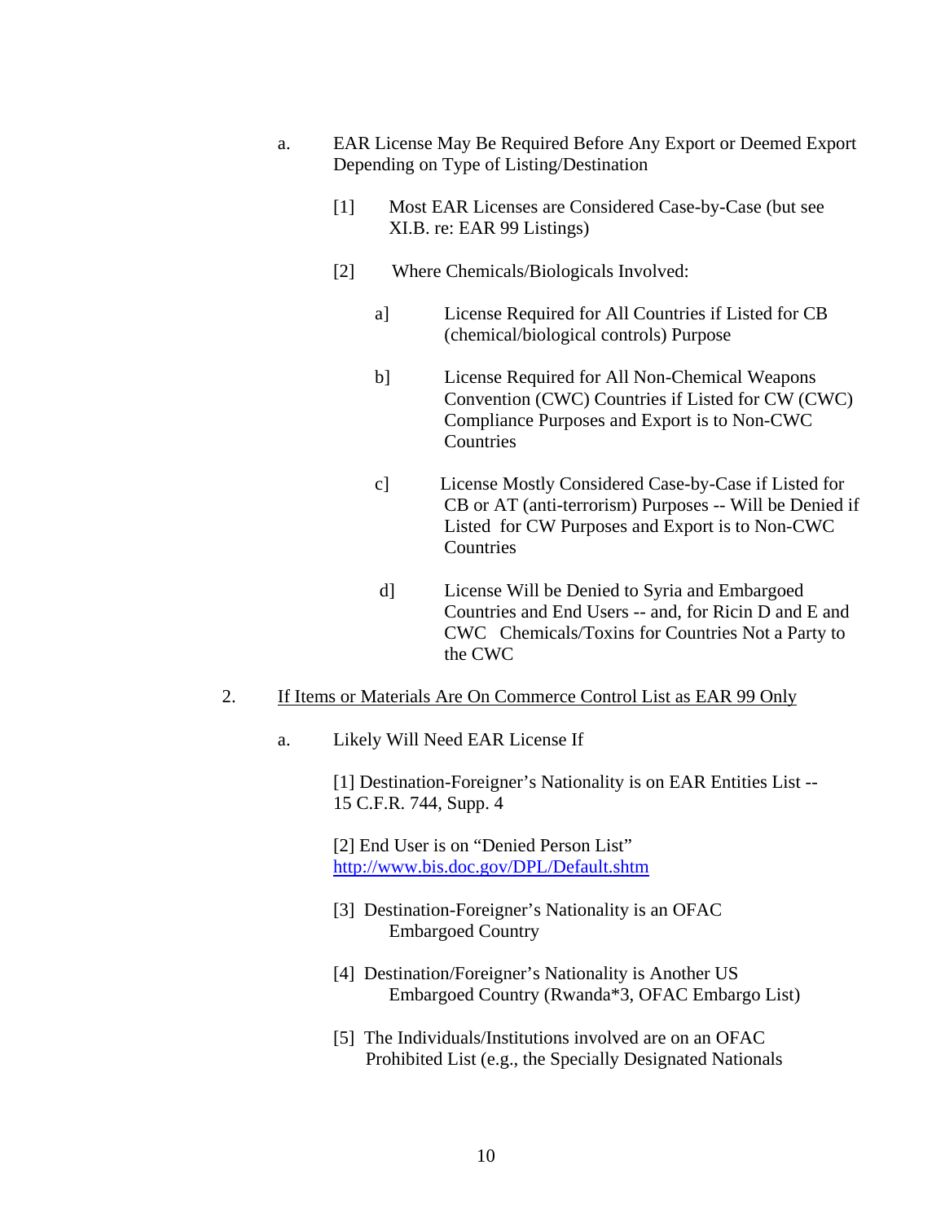a. EAR License May Be Required Before Any Export or Deemed Export Depending on Type of Listing/Destination

   [1] Most EAR Licenses are Considered Case-by-Case (but see XI.B. re: EAR 99 Listings)

   [2] Where Chemicals/Biologicals Involved:

      a] License Required for All Countries if Listed for CB (chemical/biological controls) Purpose

      b] License Required for All Non-Chemical Weapons Convention (CWC) Countries if Listed for CW (CWC) Compliance Purposes and Export is to Non-CWC Countries

      c] License Mostly Considered Case-by-Case if Listed for CB or AT (anti-terrorism) Purposes -- Will be Denied if Listed for CW Purposes and Export is to Non-CWC Countries

      d] License Will be Denied to Syria and Embargoed Countries and End Users -- and, for Ricin D and E and CWC Chemicals/Toxins for Countries Not a Party to the CWC

2. <u>If Items or Materials Are On Commerce Control List as EAR 99 Only</u>

   a. Likely Will Need EAR License If

      [1] Destination-Foreigner's Nationality is on EAR Entities List -- 15 C.F.R. 744, Supp. 4

      [2] End User is on "Denied Person List" http://www.bis.doc.gov/DPL/Default.shtm

      [3] Destination-Foreigner's Nationality is an OFAC Embargoed Country

      [4] Destination/Foreigner's Nationality is Another US Embargoed Country (Rwanda*3, OFAC Embargo List)

      [5] The Individuals/Institutions involved are on an OFAC Prohibited List (e.g., the Specially Designated Nationals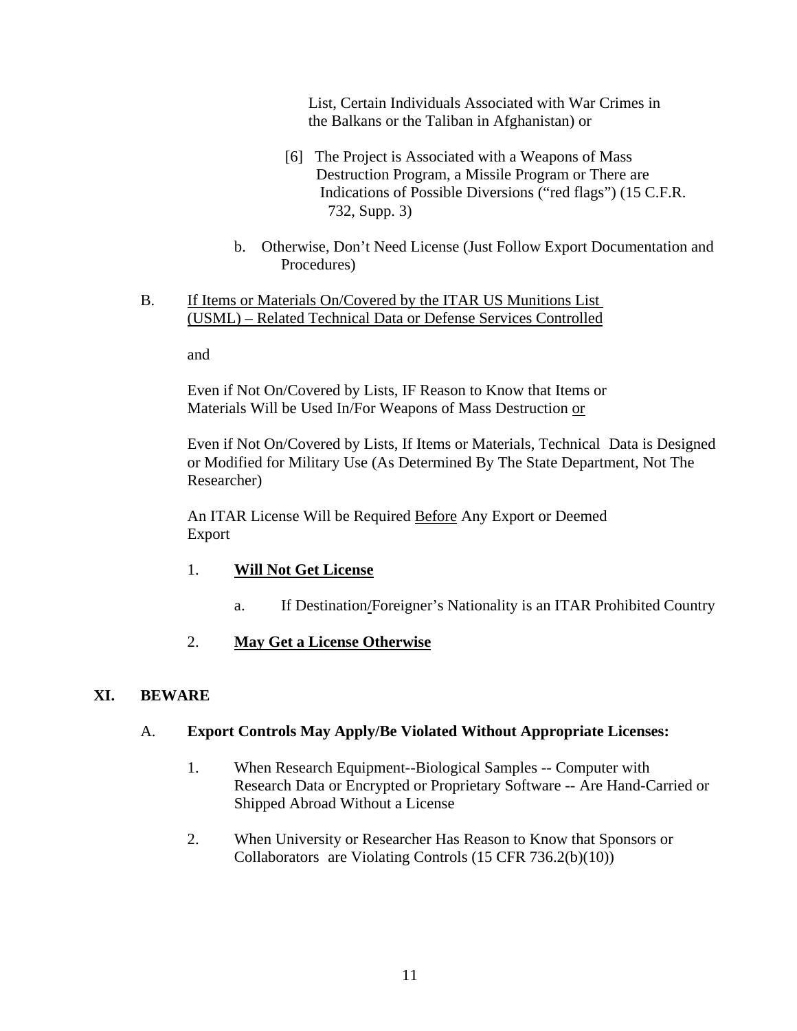List, Certain Individuals Associated with War Crimes in the Balkans or the Taliban in Afghanistan) or

[6] The Project is Associated with a Weapons of Mass Destruction Program, a Missile Program or There are Indications of Possible Diversions ("red flags") (15 C.F.R. 732, Supp. 3)

b. Otherwise, Don't Need License (Just Follow Export Documentation and Procedures)

B. <u>If Items or Materials On/Covered by the ITAR US Munitions List (USML) – Related Technical Data or Defense Services Controlled</u>

and

Even if Not On/Covered by Lists, IF Reason to Know that Items or Materials Will be Used In/For Weapons of Mass Destruction <u>or</u>

Even if Not On/Covered by Lists, If Items or Materials, Technical Data is Designed or Modified for Military Use (As Determined By The State Department, Not The Researcher)

An ITAR License Will be Required <u>Before</u> Any Export or Deemed Export

1. **<u>Will Not Get License</u>**

   a. If Destination/Foreigner's Nationality is an ITAR Prohibited Country

2. **<u>May Get a License Otherwise</u>**

## XI. BEWARE

### A. Export Controls May Apply/Be Violated Without Appropriate Licenses:

1. When Research Equipment--Biological Samples -- Computer with Research Data or Encrypted or Proprietary Software -- Are Hand-Carried or Shipped Abroad Without a License

2. When University or Researcher Has Reason to Know that Sponsors or Collaborators are Violating Controls (15 CFR 736.2(b)(10))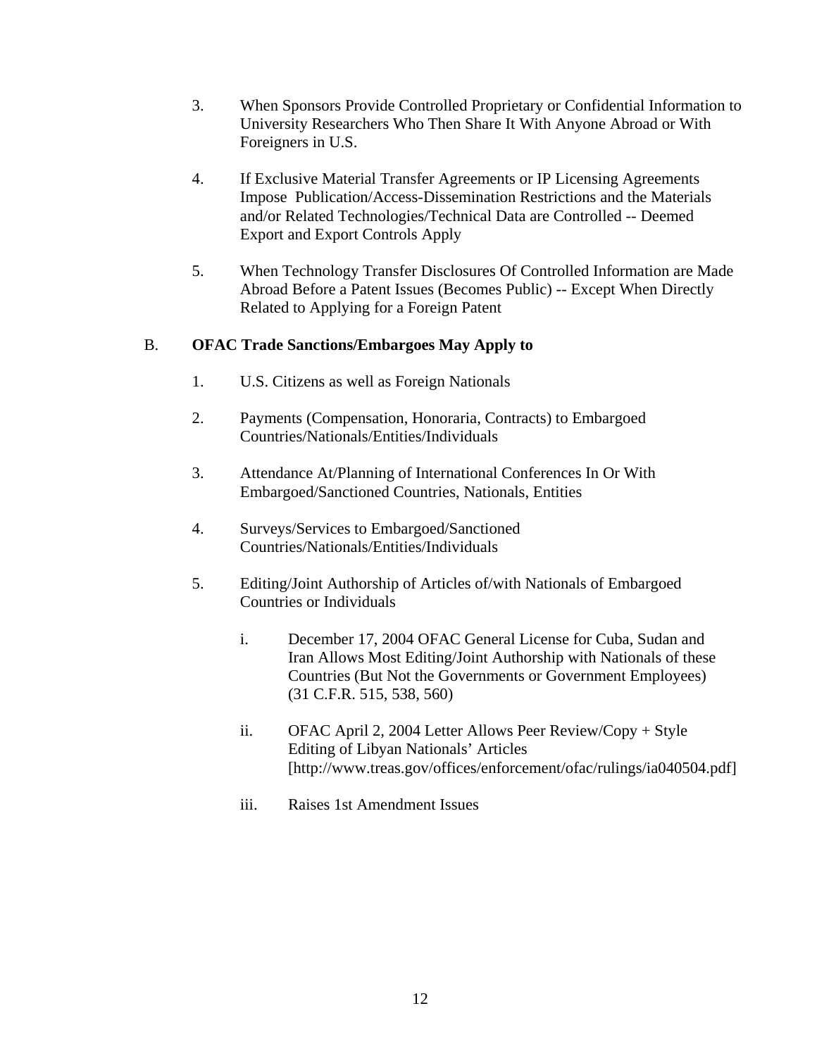3. When Sponsors Provide Controlled Proprietary or Confidential Information to University Researchers Who Then Share It With Anyone Abroad or With Foreigners in U.S.

4. If Exclusive Material Transfer Agreements or IP Licensing Agreements Impose Publication/Access-Dissemination Restrictions and the Materials and/or Related Technologies/Technical Data are Controlled -- Deemed Export and Export Controls Apply

5. When Technology Transfer Disclosures Of Controlled Information are Made Abroad Before a Patent Issues (Becomes Public) -- Except When Directly Related to Applying for a Foreign Patent

B. **OFAC Trade Sanctions/Embargoes May Apply to**

1. U.S. Citizens as well as Foreign Nationals

2. Payments (Compensation, Honoraria, Contracts) to Embargoed Countries/Nationals/Entities/Individuals

3. Attendance At/Planning of International Conferences In Or With Embargoed/Sanctioned Countries, Nationals, Entities

4. Surveys/Services to Embargoed/Sanctioned Countries/Nationals/Entities/Individuals

5. Editing/Joint Authorship of Articles of/with Nationals of Embargoed Countries or Individuals

   i. December 17, 2004 OFAC General License for Cuba, Sudan and Iran Allows Most Editing/Joint Authorship with Nationals of these Countries (But Not the Governments or Government Employees) (31 C.F.R. 515, 538, 560)

   ii. OFAC April 2, 2004 Letter Allows Peer Review/Copy + Style Editing of Libyan Nationals' Articles [http://www.treas.gov/offices/enforcement/ofac/rulings/ia040504.pdf]

   iii. Raises 1st Amendment Issues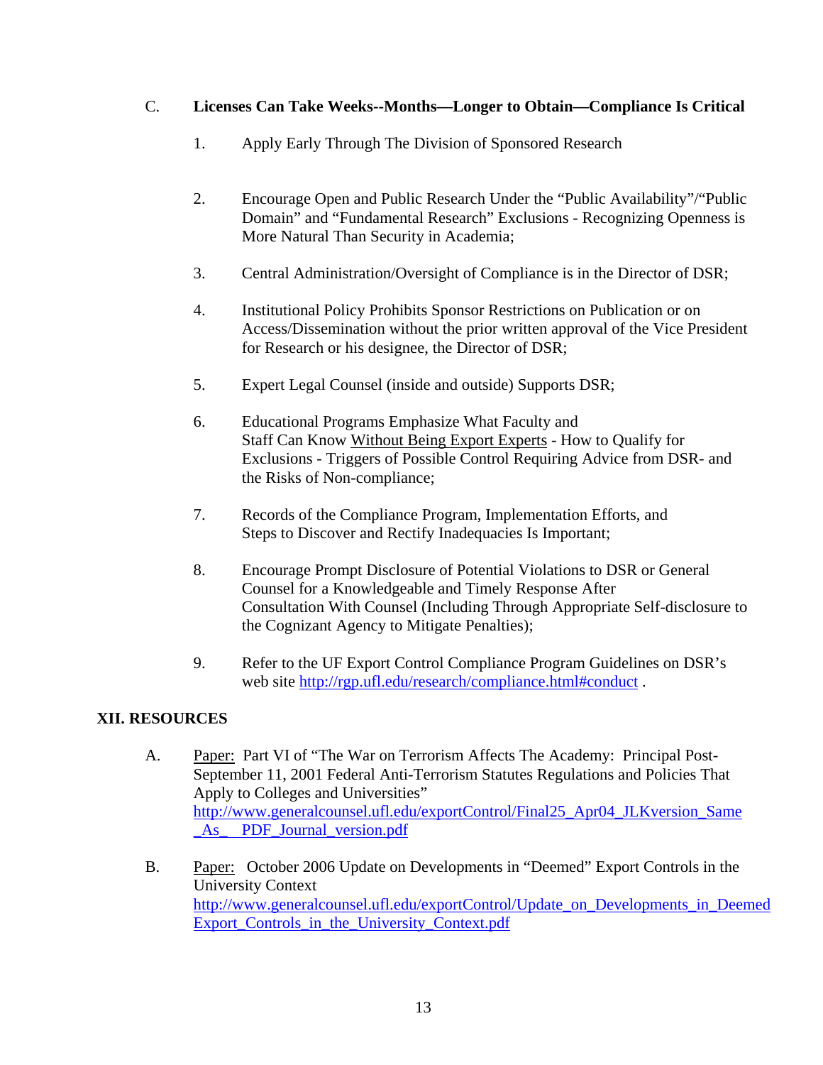C. **Licenses Can Take Weeks--Months—Longer to Obtain—Compliance Is Critical**

1. Apply Early Through The Division of Sponsored Research

2. Encourage Open and Public Research Under the "Public Availability"/"Public Domain" and "Fundamental Research" Exclusions - Recognizing Openness is More Natural Than Security in Academia;

3. Central Administration/Oversight of Compliance is in the Director of DSR;

4. Institutional Policy Prohibits Sponsor Restrictions on Publication or on Access/Dissemination without the prior written approval of the Vice President for Research or his designee, the Director of DSR;

5. Expert Legal Counsel (inside and outside) Supports DSR;

6. Educational Programs Emphasize What Faculty and Staff Can Know Without Being Export Experts - How to Qualify for Exclusions - Triggers of Possible Control Requiring Advice from DSR- and the Risks of Non-compliance;

7. Records of the Compliance Program, Implementation Efforts, and Steps to Discover and Rectify Inadequacies Is Important;

8. Encourage Prompt Disclosure of Potential Violations to DSR or General Counsel for a Knowledgeable and Timely Response After Consultation With Counsel (Including Through Appropriate Self-disclosure to the Cognizant Agency to Mitigate Penalties);

9. Refer to the UF Export Control Compliance Program Guidelines on DSR's web site http://rgp.ufl.edu/research/compliance.html#conduct .

## XII. RESOURCES

A. Paper: Part VI of "The War on Terrorism Affects The Academy: Principal Post-September 11, 2001 Federal Anti-Terrorism Statutes Regulations and Policies That Apply to Colleges and Universities"
http://www.generalcounsel.ufl.edu/exportControl/Final25_Apr04_JLKversion_Same_As_ PDF_Journal_version.pdf

B. Paper: October 2006 Update on Developments in "Deemed" Export Controls in the University Context
http://www.generalcounsel.ufl.edu/exportControl/Update_on_Developments_in_Deemed Export_Controls_in_the_University_Context.pdf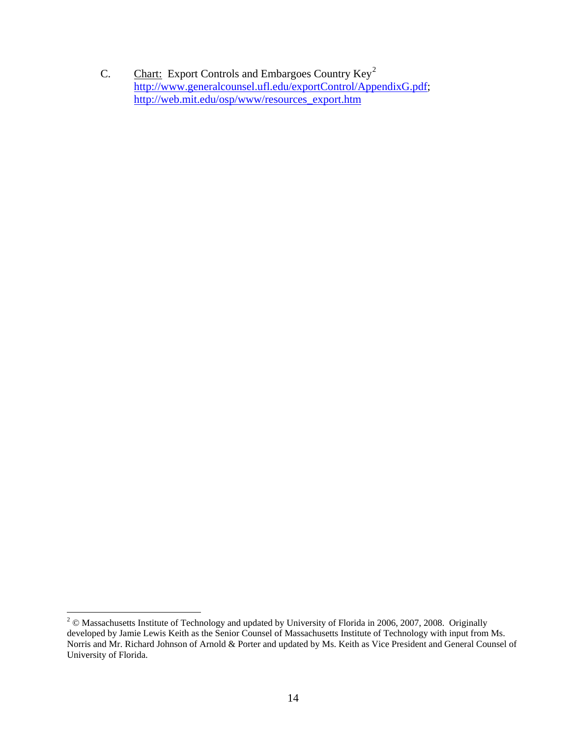C. Chart: Export Controls and Embargoes Country Key[2]
http://www.generalcounsel.ufl.edu/exportControl/AppendixG.pdf;
http://web.mit.edu/osp/www/resources_export.htm

[2] © Massachusetts Institute of Technology and updated by University of Florida in 2006, 2007, 2008. Originally developed by Jamie Lewis Keith as the Senior Counsel of Massachusetts Institute of Technology with input from Ms. Norris and Mr. Richard Johnson of Arnold & Porter and updated by Ms. Keith as Vice President and General Counsel of University of Florida.